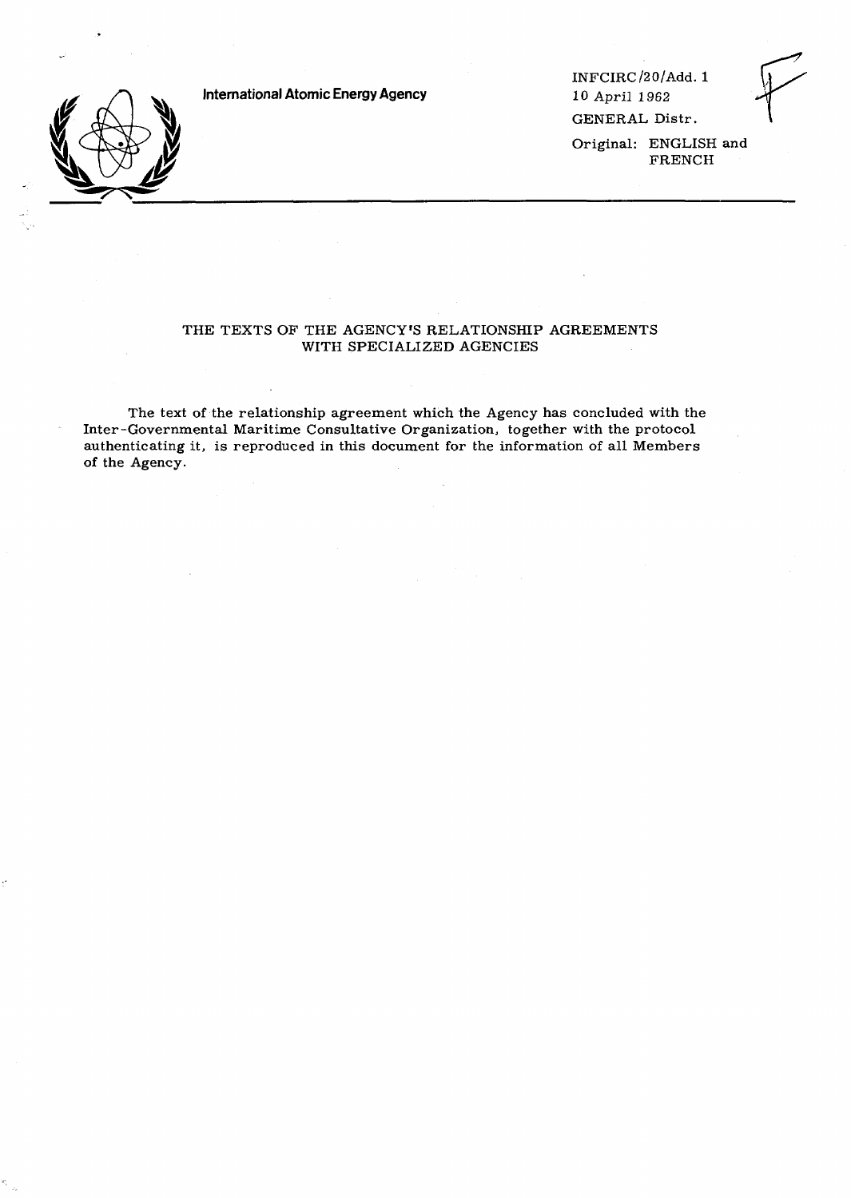International Atomic Energy Agency

INFCIRC/20/Add. 1
10 April 1962
GENERAL Distr.
Original: ENGLISH and FRENCH

# THE TEXTS OF THE AGENCY'S RELATIONSHIP AGREEMENTS WITH SPECIALIZED AGENCIES

The text of the relationship agreement which the Agency has concluded with the Inter-Governmental Maritime Consultative Organization, together with the protocol authenticating it, is reproduced in this document for the information of all Members of the Agency.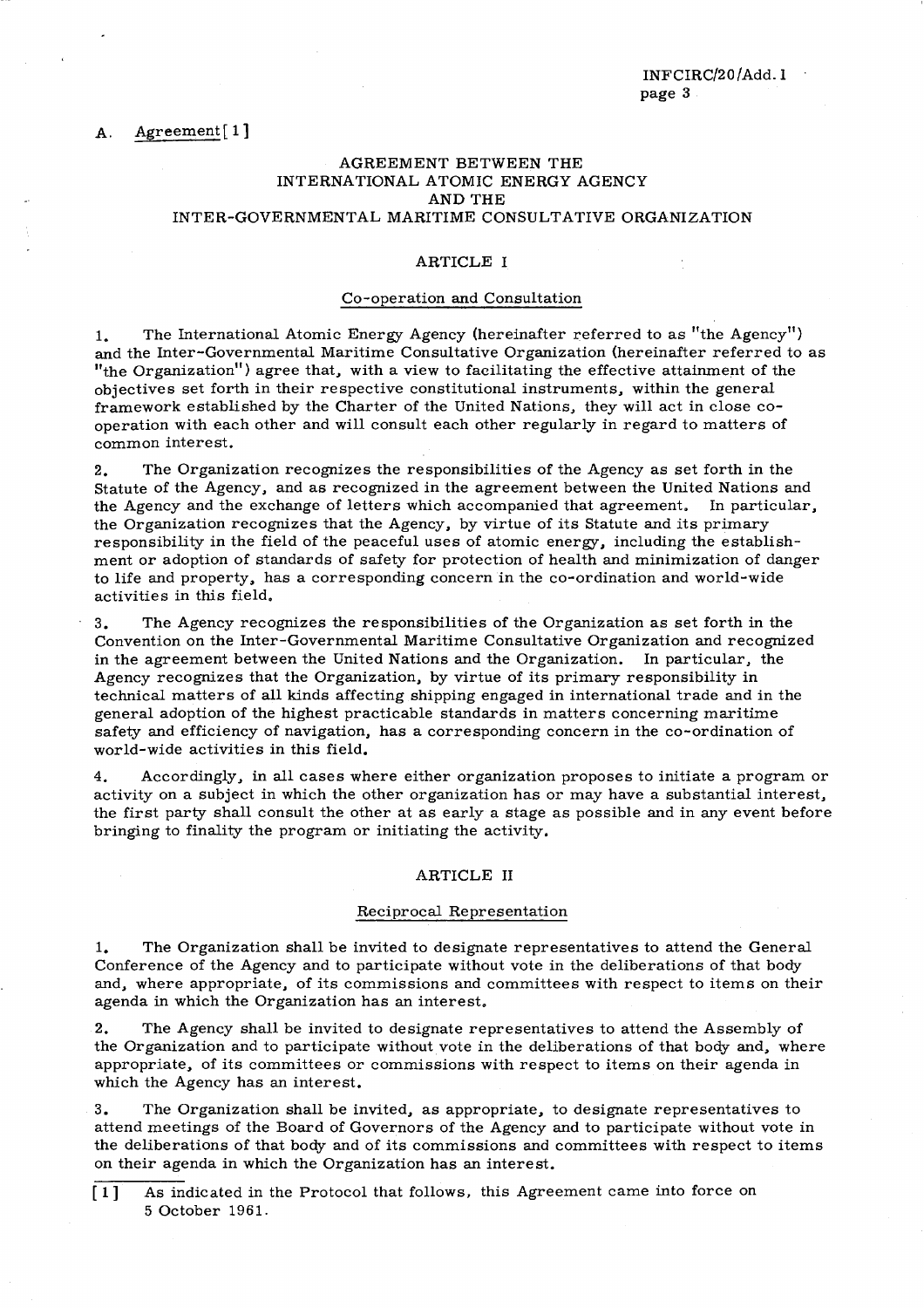A. Agreement[1]

## AGREEMENT BETWEEN THE INTERNATIONAL ATOMIC ENERGY AGENCY AND THE INTER-GOVERNMENTAL MARITIME CONSULTATIVE ORGANIZATION

### ARTICLE I

#### Co-operation and Consultation

1. The International Atomic Energy Agency (hereinafter referred to as "the Agency") and the Inter-Governmental Maritime Consultative Organization (hereinafter referred to as "the Organization") agree that, with a view to facilitating the effective attainment of the objectives set forth in their respective constitutional instruments, within the general framework established by the Charter of the United Nations, they will act in close co-operation with each other and will consult each other regularly in regard to matters of common interest.

2. The Organization recognizes the responsibilities of the Agency as set forth in the Statute of the Agency, and as recognized in the agreement between the United Nations and the Agency and the exchange of letters which accompanied that agreement. In particular, the Organization recognizes that the Agency, by virtue of its Statute and its primary responsibility in the field of the peaceful uses of atomic energy, including the establishment or adoption of standards of safety for protection of health and minimization of danger to life and property, has a corresponding concern in the co-ordination and world-wide activities in this field.

3. The Agency recognizes the responsibilities of the Organization as set forth in the Convention on the Inter-Governmental Maritime Consultative Organization and recognized in the agreement between the United Nations and the Organization. In particular, the Agency recognizes that the Organization, by virtue of its primary responsibility in technical matters of all kinds affecting shipping engaged in international trade and in the general adoption of the highest practicable standards in matters concerning maritime safety and efficiency of navigation, has a corresponding concern in the co-ordination of world-wide activities in this field.

4. Accordingly, in all cases where either organization proposes to initiate a program or activity on a subject in which the other organization has or may have a substantial interest, the first party shall consult the other at as early a stage as possible and in any event before bringing to finality the program or initiating the activity.

### ARTICLE II

#### Reciprocal Representation

1. The Organization shall be invited to designate representatives to attend the General Conference of the Agency and to participate without vote in the deliberations of that body and, where appropriate, of its commissions and committees with respect to items on their agenda in which the Organization has an interest.

2. The Agency shall be invited to designate representatives to attend the Assembly of the Organization and to participate without vote in the deliberations of that body and, where appropriate, of its committees or commissions with respect to items on their agenda in which the Agency has an interest.

3. The Organization shall be invited, as appropriate, to designate representatives to attend meetings of the Board of Governors of the Agency and to participate without vote in the deliberations of that body and of its commissions and committees with respect to items on their agenda in which the Organization has an interest.

[1] As indicated in the Protocol that follows, this Agreement came into force on 5 October 1961.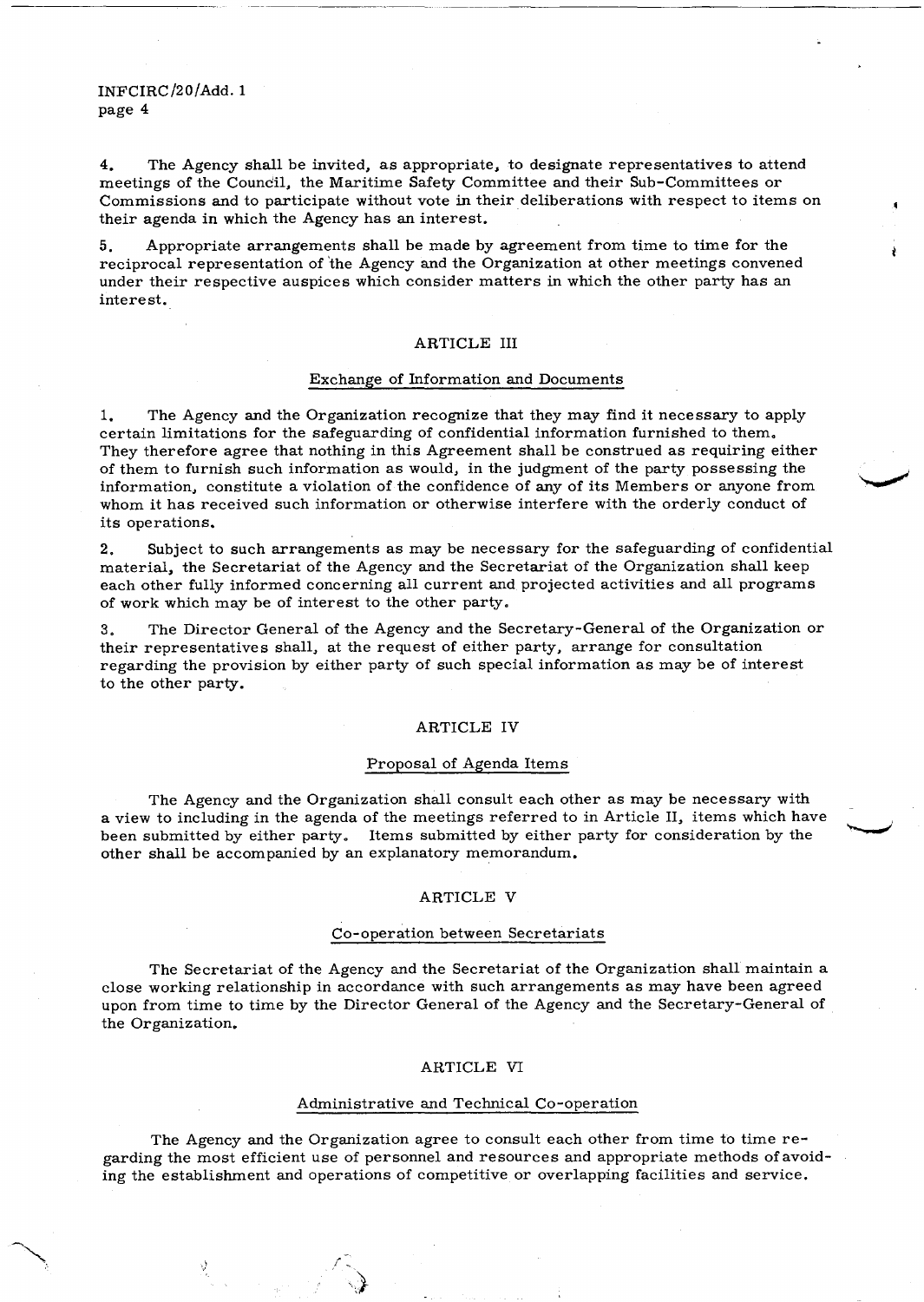4. The Agency shall be invited, as appropriate, to designate representatives to attend meetings of the Council, the Maritime Safety Committee and their Sub-Committees or Commissions and to participate without vote in their deliberations with respect to items on their agenda in which the Agency has an interest.

5. Appropriate arrangements shall be made by agreement from time to time for the reciprocal representation of the Agency and the Organization at other meetings convened under their respective auspices which consider matters in which the other party has an interest.

## ARTICLE III

### Exchange of Information and Documents

1. The Agency and the Organization recognize that they may find it necessary to apply certain limitations for the safeguarding of confidential information furnished to them. They therefore agree that nothing in this Agreement shall be construed as requiring either of them to furnish such information as would, in the judgment of the party possessing the information, constitute a violation of the confidence of any of its Members or anyone from whom it has received such information or otherwise interfere with the orderly conduct of its operations.

2. Subject to such arrangements as may be necessary for the safeguarding of confidential material, the Secretariat of the Agency and the Secretariat of the Organization shall keep each other fully informed concerning all current and projected activities and all programs of work which may be of interest to the other party.

3. The Director General of the Agency and the Secretary-General of the Organization or their representatives shall, at the request of either party, arrange for consultation regarding the provision by either party of such special information as may be of interest to the other party.

## ARTICLE IV

### Proposal of Agenda Items

The Agency and the Organization shall consult each other as may be necessary with a view to including in the agenda of the meetings referred to in Article II, items which have been submitted by either party. Items submitted by either party for consideration by the other shall be accompanied by an explanatory memorandum.

## ARTICLE V

### Co-operation between Secretariats

The Secretariat of the Agency and the Secretariat of the Organization shall maintain a close working relationship in accordance with such arrangements as may have been agreed upon from time to time by the Director General of the Agency and the Secretary-General of the Organization.

## ARTICLE VI

### Administrative and Technical Co-operation

The Agency and the Organization agree to consult each other from time to time regarding the most efficient use of personnel and resources and appropriate methods of avoiding the establishment and operations of competitive or overlapping facilities and service.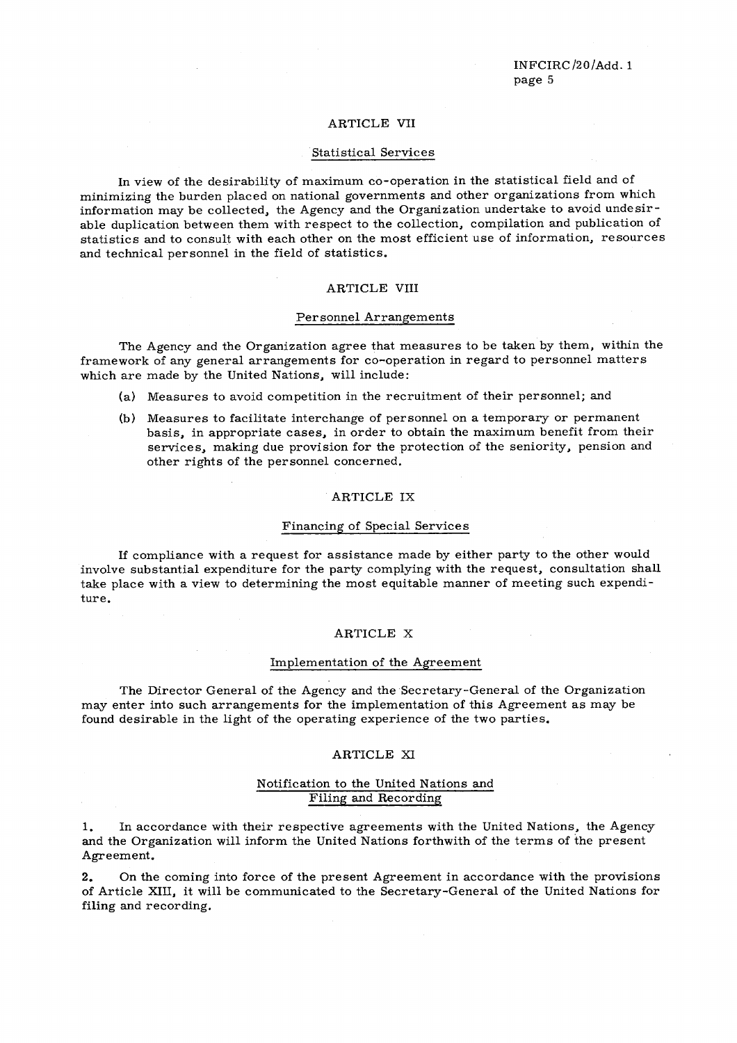## ARTICLE VII

### Statistical Services

In view of the desirability of maximum co-operation in the statistical field and of minimizing the burden placed on national governments and other organizations from which information may be collected, the Agency and the Organization undertake to avoid undesirable duplication between them with respect to the collection, compilation and publication of statistics and to consult with each other on the most efficient use of information, resources and technical personnel in the field of statistics.

## ARTICLE VIII

### Personnel Arrangements

The Agency and the Organization agree that measures to be taken by them, within the framework of any general arrangements for co-operation in regard to personnel matters which are made by the United Nations, will include:

(a) Measures to avoid competition in the recruitment of their personnel; and

(b) Measures to facilitate interchange of personnel on a temporary or permanent basis, in appropriate cases, in order to obtain the maximum benefit from their services, making due provision for the protection of the seniority, pension and other rights of the personnel concerned.

## ARTICLE IX

### Financing of Special Services

If compliance with a request for assistance made by either party to the other would involve substantial expenditure for the party complying with the request, consultation shall take place with a view to determining the most equitable manner of meeting such expenditure.

## ARTICLE X

### Implementation of the Agreement

The Director General of the Agency and the Secretary-General of the Organization may enter into such arrangements for the implementation of this Agreement as may be found desirable in the light of the operating experience of the two parties.

## ARTICLE XI

### Notification to the United Nations and Filing and Recording

1. In accordance with their respective agreements with the United Nations, the Agency and the Organization will inform the United Nations forthwith of the terms of the present Agreement.

2. On the coming into force of the present Agreement in accordance with the provisions of Article XIII, it will be communicated to the Secretary-General of the United Nations for filing and recording.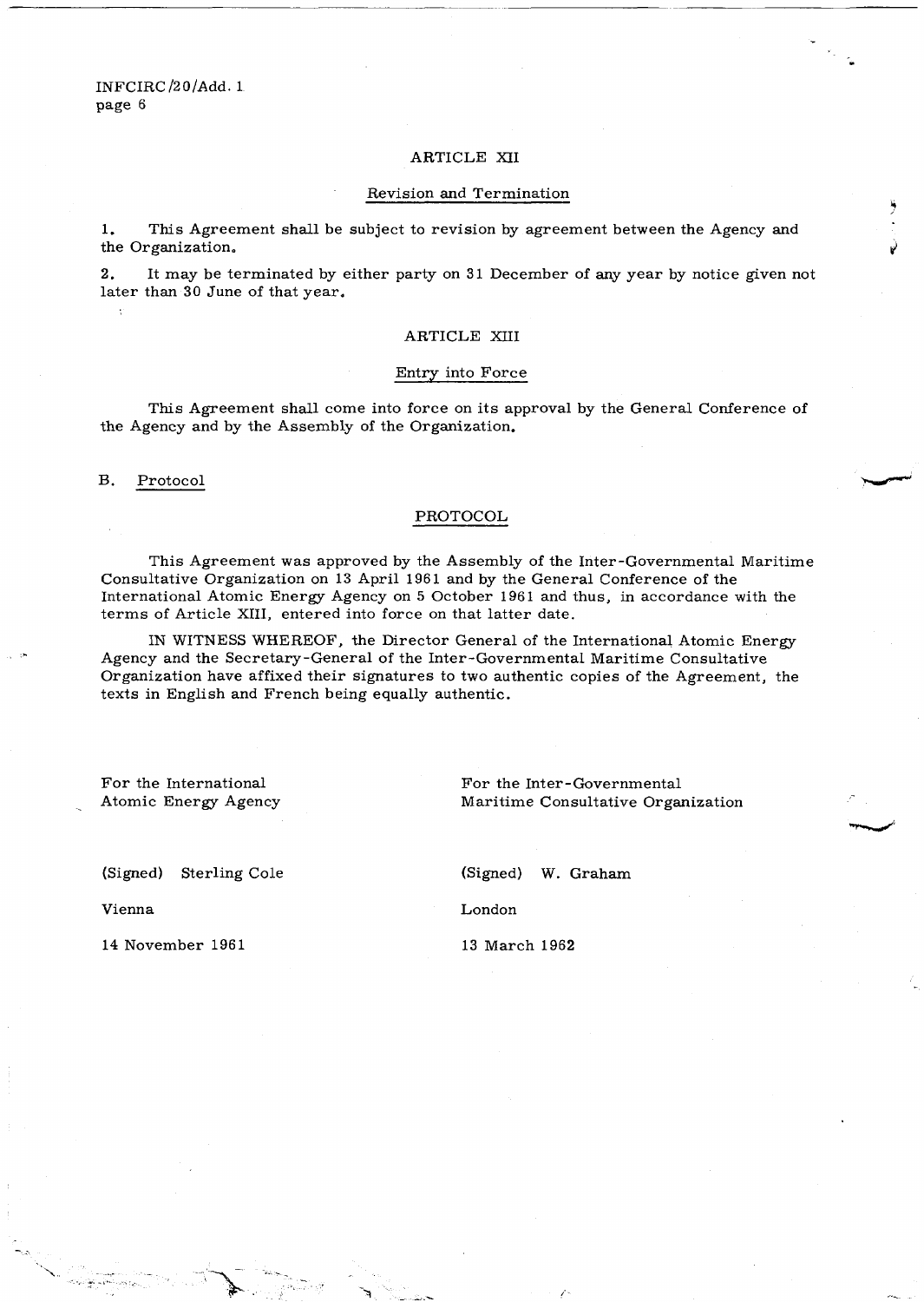## ARTICLE XII

### Revision and Termination

1. This Agreement shall be subject to revision by agreement between the Agency and the Organization.

2. It may be terminated by either party on 31 December of any year by notice given not later than 30 June of that year.

## ARTICLE XIII

### Entry into Force

This Agreement shall come into force on its approval by the General Conference of the Agency and by the Assembly of the Organization.

B. Protocol

## PROTOCOL

This Agreement was approved by the Assembly of the Inter-Governmental Maritime Consultative Organization on 13 April 1961 and by the General Conference of the International Atomic Energy Agency on 5 October 1961 and thus, in accordance with the terms of Article XIII, entered into force on that latter date.

IN WITNESS WHEREOF, the Director General of the International Atomic Energy Agency and the Secretary-General of the Inter-Governmental Maritime Consultative Organization have affixed their signatures to two authentic copies of the Agreement, the texts in English and French being equally authentic.

For the International Atomic Energy Agency

(Signed) Sterling Cole

Vienna

14 November 1961

For the Inter-Governmental Maritime Consultative Organization

(Signed) W. Graham

London

13 March 1962